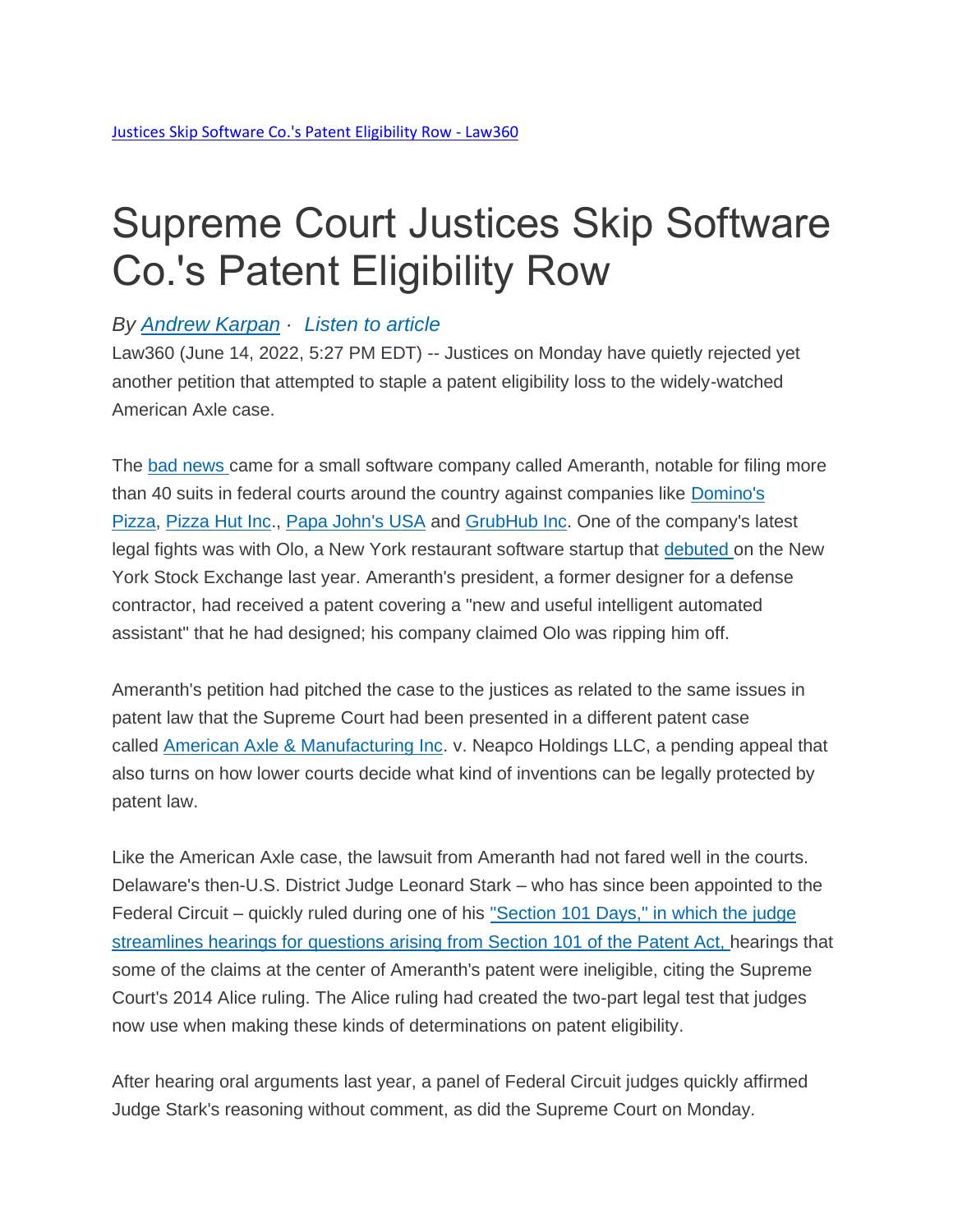[Justices Skip Software Co.'s Patent Eligibility Row - Law360]

# Supreme Court Justices Skip Software Co.'s Patent Eligibility Row

*By [Andrew Karpan] · [Listen to article]*

Law360 (June 14, 2022, 5:27 PM EDT) -- Justices on Monday have quietly rejected yet another petition that attempted to staple a patent eligibility loss to the widely-watched American Axle case.

The [bad news] came for a small software company called Ameranth, notable for filing more than 40 suits in federal courts around the country against companies like [Domino's Pizza], [Pizza Hut Inc]., [Papa John's USA] and [GrubHub Inc]. One of the company's latest legal fights was with Olo, a New York restaurant software startup that [debuted] on the New York Stock Exchange last year. Ameranth's president, a former designer for a defense contractor, had received a patent covering a "new and useful intelligent automated assistant" that he had designed; his company claimed Olo was ripping him off.

Ameranth's petition had pitched the case to the justices as related to the same issues in patent law that the Supreme Court had been presented in a different patent case called [American Axle & Manufacturing Inc]. v. Neapco Holdings LLC, a pending appeal that also turns on how lower courts decide what kind of inventions can be legally protected by patent law.

Like the American Axle case, the lawsuit from Ameranth had not fared well in the courts. Delaware's then-U.S. District Judge Leonard Stark – who has since been appointed to the Federal Circuit – quickly ruled during one of his ["Section 101 Days," in which the judge streamlines hearings for questions arising from Section 101 of the Patent Act,] hearings that some of the claims at the center of Ameranth's patent were ineligible, citing the Supreme Court's 2014 Alice ruling. The Alice ruling had created the two-part legal test that judges now use when making these kinds of determinations on patent eligibility.

After hearing oral arguments last year, a panel of Federal Circuit judges quickly affirmed Judge Stark's reasoning without comment, as did the Supreme Court on Monday.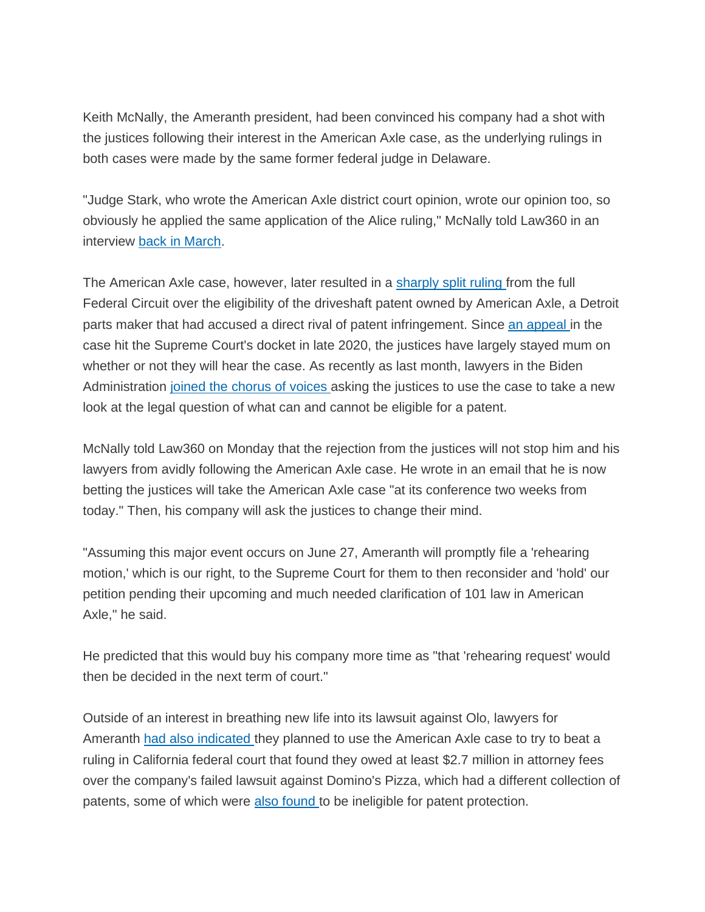Keith McNally, the Ameranth president, had been convinced his company had a shot with the justices following their interest in the American Axle case, as the underlying rulings in both cases were made by the same former federal judge in Delaware.

"Judge Stark, who wrote the American Axle district court opinion, wrote our opinion too, so obviously he applied the same application of the Alice ruling," McNally told Law360 in an interview back in March.

The American Axle case, however, later resulted in a sharply split ruling from the full Federal Circuit over the eligibility of the driveshaft patent owned by American Axle, a Detroit parts maker that had accused a direct rival of patent infringement. Since an appeal in the case hit the Supreme Court's docket in late 2020, the justices have largely stayed mum on whether or not they will hear the case. As recently as last month, lawyers in the Biden Administration joined the chorus of voices asking the justices to use the case to take a new look at the legal question of what can and cannot be eligible for a patent.

McNally told Law360 on Monday that the rejection from the justices will not stop him and his lawyers from avidly following the American Axle case. He wrote in an email that he is now betting the justices will take the American Axle case "at its conference two weeks from today." Then, his company will ask the justices to change their mind.

"Assuming this major event occurs on June 27, Ameranth will promptly file a 'rehearing motion,' which is our right, to the Supreme Court for them to then reconsider and 'hold' our petition pending their upcoming and much needed clarification of 101 law in American Axle," he said.

He predicted that this would buy his company more time as "that 'rehearing request' would then be decided in the next term of court."

Outside of an interest in breathing new life into its lawsuit against Olo, lawyers for Ameranth had also indicated they planned to use the American Axle case to try to beat a ruling in California federal court that found they owed at least $2.7 million in attorney fees over the company's failed lawsuit against Domino's Pizza, which had a different collection of patents, some of which were also found to be ineligible for patent protection.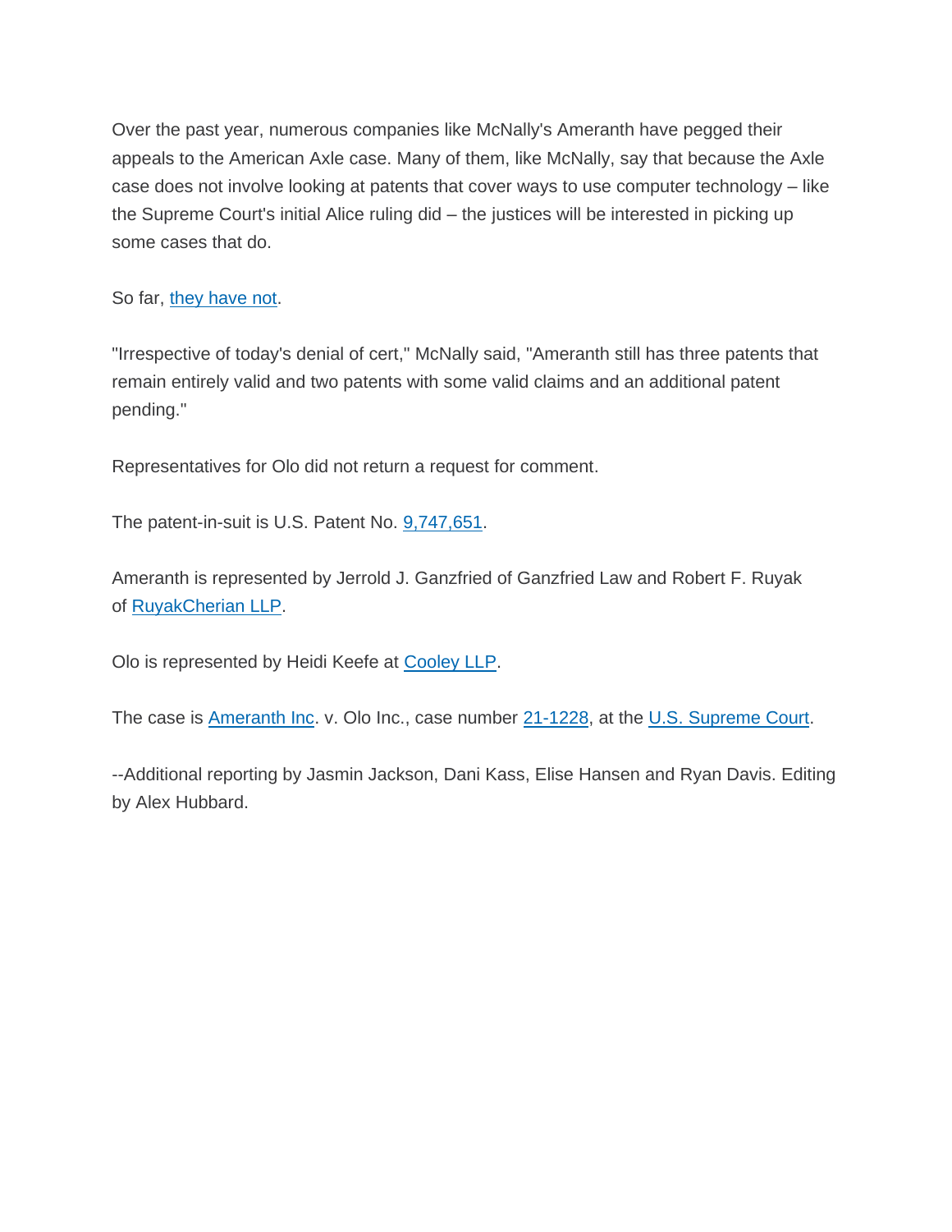Over the past year, numerous companies like McNally's Ameranth have pegged their appeals to the American Axle case. Many of them, like McNally, say that because the Axle case does not involve looking at patents that cover ways to use computer technology – like the Supreme Court's initial Alice ruling did – the justices will be interested in picking up some cases that do.

So far, they have not.

"Irrespective of today's denial of cert," McNally said, "Ameranth still has three patents that remain entirely valid and two patents with some valid claims and an additional patent pending."

Representatives for Olo did not return a request for comment.

The patent-in-suit is U.S. Patent No. 9,747,651.

Ameranth is represented by Jerrold J. Ganzfried of Ganzfried Law and Robert F. Ruyak of RuyakCherian LLP.

Olo is represented by Heidi Keefe at Cooley LLP.

The case is Ameranth Inc. v. Olo Inc., case number 21-1228, at the U.S. Supreme Court.

--Additional reporting by Jasmin Jackson, Dani Kass, Elise Hansen and Ryan Davis. Editing by Alex Hubbard.